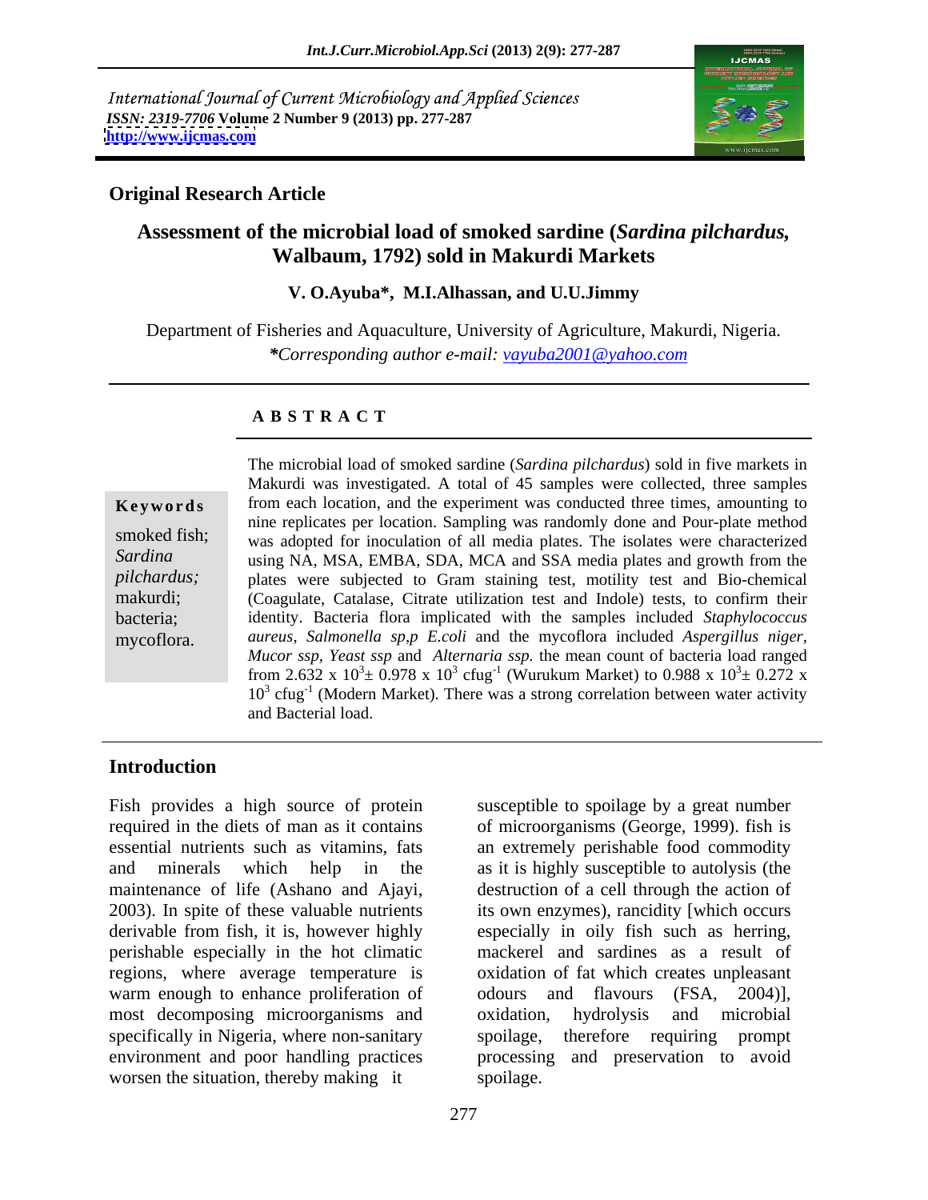International Journal of Current Microbiology and Applied Sciences
*ISSN: 2319-7706* **Volume 2 Number 9 (2013) pp. 277-287**
**http://www.ijcmas.com**

**Original Research Article**

# Assessment of the microbial load of smoked sardine (*Sardina pilchardus,* Walbaum, 1792) sold in Makurdi Markets

**V. O.Ayuba\*, M.I.Alhassan, and U.U.Jimmy**

Department of Fisheries and Aquaculture, University of Agriculture, Makurdi, Nigeria.
*\*Corresponding author e-mail: vayuba2001@yahoo.com*

## ABSTRACT

**Keywords**

smoked fish; *Sardina pilchardus;* makurdi; bacteria; mycoflora.

The microbial load of smoked sardine (*Sardina pilchardus*) sold in five markets in Makurdi was investigated. A total of 45 samples were collected, three samples from each location, and the experiment was conducted three times, amounting to nine replicates per location. Sampling was randomly done and Pour-plate method was adopted for inoculation of all media plates. The isolates were characterized using NA, MSA, EMBA, SDA, MCA and SSA media plates and growth from the plates were subjected to Gram staining test, motility test and Bio-chemical (Coagulate, Catalase, Citrate utilization test and Indole) tests, to confirm their identity. Bacteria flora implicated with the samples included *Staphylococcus aureus, Salmonella sp,p E.coli* and the mycoflora included *Aspergillus niger, Mucor ssp, Yeast ssp* and *Alternaria ssp.* the mean count of bacteria load ranged from 2.632 x $10^3$± 0.978 x $10^3$ cfug$^{-1}$ (Wurukum Market) to 0.988 x $10^3$± 0.272 x $10^3$ cfug$^{-1}$ (Modern Market). There was a strong correlation between water activity and Bacterial load.

## Introduction

Fish provides a high source of protein required in the diets of man as it contains essential nutrients such as vitamins, fats and minerals which help in the maintenance of life (Ashano and Ajayi, 2003). In spite of these valuable nutrients derivable from fish, it is, however highly perishable especially in the hot climatic regions, where average temperature is warm enough to enhance proliferation of most decomposing microorganisms and specifically in Nigeria, where non-sanitary environment and poor handling practices worsen the situation, thereby making it susceptible to spoilage by a great number of microorganisms (George, 1999). fish is an extremely perishable food commodity as it is highly susceptible to autolysis (the destruction of a cell through the action of its own enzymes), rancidity [which occurs especially in oily fish such as herring, mackerel and sardines as a result of oxidation of fat which creates unpleasant odours and flavours (FSA, 2004)], oxidation, hydrolysis and microbial spoilage, therefore requiring prompt processing and preservation to avoid spoilage.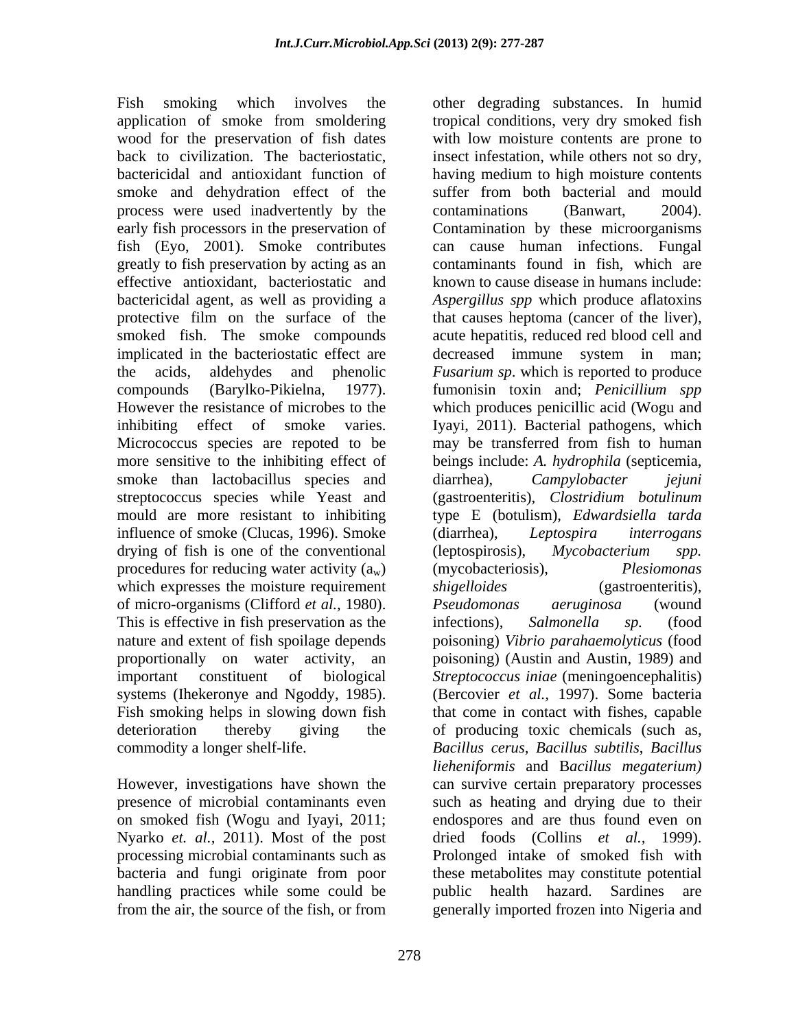Fish smoking which involves the application of smoke from smoldering wood for the preservation of fish dates back to civilization. The bacteriostatic, bactericidal and antioxidant function of smoke and dehydration effect of the process were used inadvertently by the early fish processors in the preservation of fish (Eyo, 2001). Smoke contributes greatly to fish preservation by acting as an effective antioxidant, bacteriostatic and bactericidal agent, as well as providing a protective film on the surface of the smoked fish. The smoke compounds implicated in the bacteriostatic effect are the acids, aldehydes and phenolic compounds (Barylko-Pikielna, 1977). However the resistance of microbes to the inhibiting effect of smoke varies. Micrococcus species are repoted to be more sensitive to the inhibiting effect of smoke than lactobacillus species and streptococcus species while Yeast and mould are more resistant to inhibiting influence of smoke (Clucas, 1996). Smoke drying of fish is one of the conventional procedures for reducing water activity ($a_w$) which expresses the moisture requirement of micro-organisms (Clifford *et al.,* 1980). This is effective in fish preservation as the nature and extent of fish spoilage depends proportionally on water activity, an important constituent of biological systems (Ihekeronye and Ngoddy, 1985). Fish smoking helps in slowing down fish deterioration thereby giving the commodity a longer shelf-life.

However, investigations have shown the presence of microbial contaminants even on smoked fish (Wogu and Iyayi, 2011; Nyarko *et. al.,* 2011). Most of the post processing microbial contaminants such as bacteria and fungi originate from poor handling practices while some could be from the air, the source of the fish, or from other degrading substances. In humid tropical conditions, very dry smoked fish with low moisture contents are prone to insect infestation, while others not so dry, having medium to high moisture contents suffer from both bacterial and mould contaminations (Banwart, 2004). Contamination by these microorganisms can cause human infections. Fungal contaminants found in fish, which are known to cause disease in humans include: *Aspergillus spp* which produce aflatoxins that causes heptoma (cancer of the liver), acute hepatitis, reduced red blood cell and decreased immune system in man; *Fusarium sp*. which is reported to produce fumonisin toxin and; *Penicillium spp* which produces penicillic acid (Wogu and Iyayi, 2011). Bacterial pathogens, which may be transferred from fish to human beings include: *A. hydrophila* (septicemia, diarrhea), *Campylobacter jejuni* (gastroenteritis), *Clostridium botulinum* type E (botulism), *Edwardsiella tarda* (diarrhea), *Leptospira interrogans* (leptospirosis), *Mycobacterium spp.* (mycobacteriosis), *Plesiomonas shigelloides* (gastroenteritis), *Pseudomonas aeruginosa* (wound infections), *Salmonella sp.* (food poisoning) *Vibrio parahaemolyticus* (food poisoning) (Austin and Austin, 1989) and *Streptococcus iniae* (meningoencephalitis) (Bercovier *et al.,* 1997). Some bacteria that come in contact with fishes, capable of producing toxic chemicals (such as, *Bacillus cerus, Bacillus subtilis*, *Bacillus lieheniformis* and B*acillus megaterium)* can survive certain preparatory processes such as heating and drying due to their endospores and are thus found even on dried foods (Collins *et al.,* 1999). Prolonged intake of smoked fish with these metabolites may constitute potential public health hazard. Sardines are generally imported frozen into Nigeria and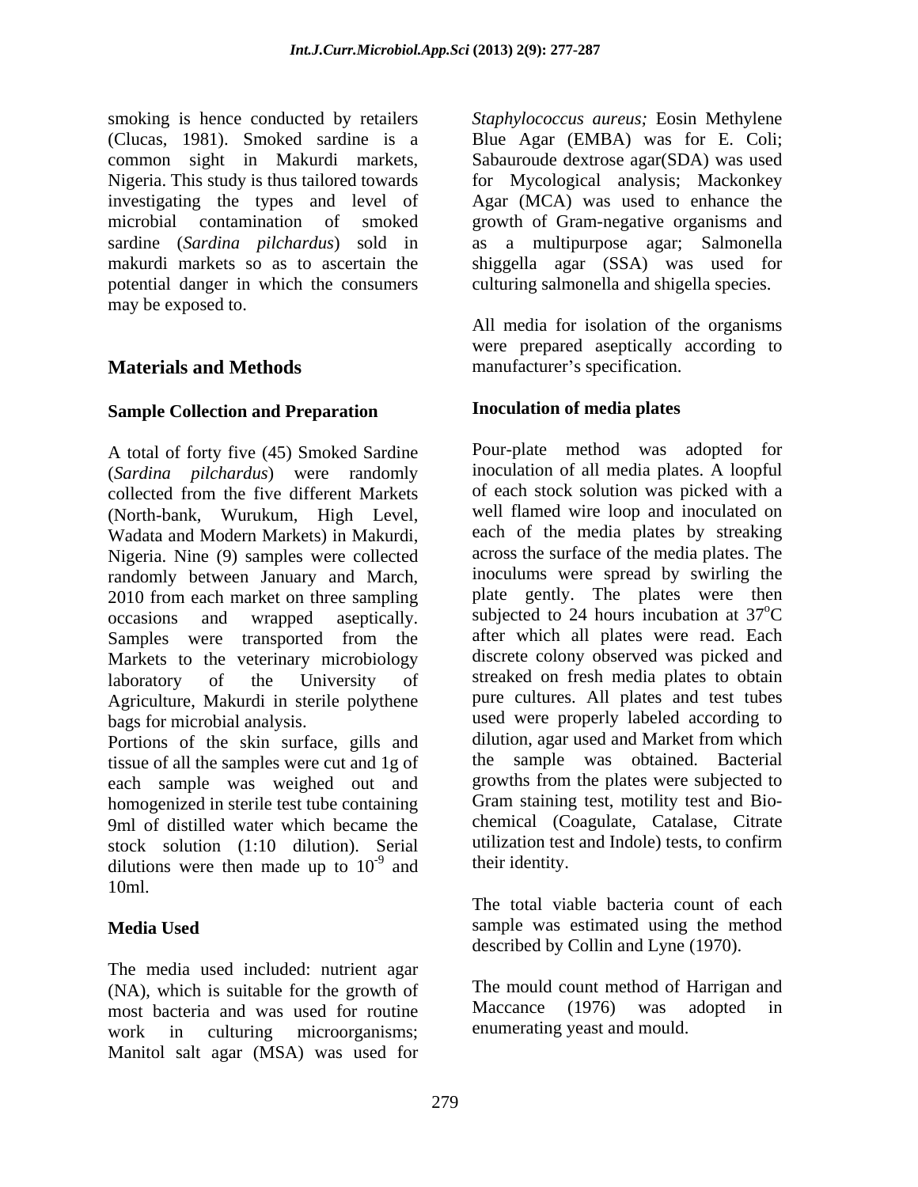smoking is hence conducted by retailers (Clucas, 1981). Smoked sardine is a common sight in Makurdi markets, Nigeria. This study is thus tailored towards investigating the types and level of microbial contamination of smoked sardine (*Sardina pilchardus*) sold in makurdi markets so as to ascertain the potential danger in which the consumers may be exposed to.

## Materials and Methods

### Sample Collection and Preparation

A total of forty five (45) Smoked Sardine (*Sardina pilchardus*) were randomly collected from the five different Markets (North-bank, Wurukum, High Level, Wadata and Modern Markets) in Makurdi, Nigeria. Nine (9) samples were collected randomly between January and March, 2010 from each market on three sampling occasions and wrapped aseptically. Samples were transported from the Markets to the veterinary microbiology laboratory of the University of Agriculture, Makurdi in sterile polythene bags for microbial analysis.

Portions of the skin surface, gills and tissue of all the samples were cut and 1g of each sample was weighed out and homogenized in sterile test tube containing 9ml of distilled water which became the stock solution (1:10 dilution). Serial dilutions were then made up to $10^{-9}$ and 10ml.

### Media Used

The media used included: nutrient agar (NA), which is suitable for the growth of most bacteria and was used for routine work in culturing microorganisms; Manitol salt agar (MSA) was used for *Staphylococcus aureus;* Eosin Methylene Blue Agar (EMBA) was for E. Coli; Sabauroude dextrose agar(SDA) was used for Mycological analysis; Mackonkey Agar (MCA) was used to enhance the growth of Gram-negative organisms and as a multipurpose agar; Salmonella shiggella agar (SSA) was used for culturing salmonella and shigella species.

All media for isolation of the organisms were prepared aseptically according to manufacturer's specification.

### Inoculation of media plates

Pour-plate method was adopted for inoculation of all media plates. A loopful of each stock solution was picked with a well flamed wire loop and inoculated on each of the media plates by streaking across the surface of the media plates. The inoculums were spread by swirling the plate gently. The plates were then subjected to 24 hours incubation at $37^{o}$C after which all plates were read. Each discrete colony observed was picked and streaked on fresh media plates to obtain pure cultures. All plates and test tubes used were properly labeled according to dilution, agar used and Market from which the sample was obtained. Bacterial growths from the plates were subjected to Gram staining test, motility test and Bio-chemical (Coagulate, Catalase, Citrate utilization test and Indole) tests, to confirm their identity.

The total viable bacteria count of each sample was estimated using the method described by Collin and Lyne (1970).

The mould count method of Harrigan and Maccance (1976) was adopted in enumerating yeast and mould.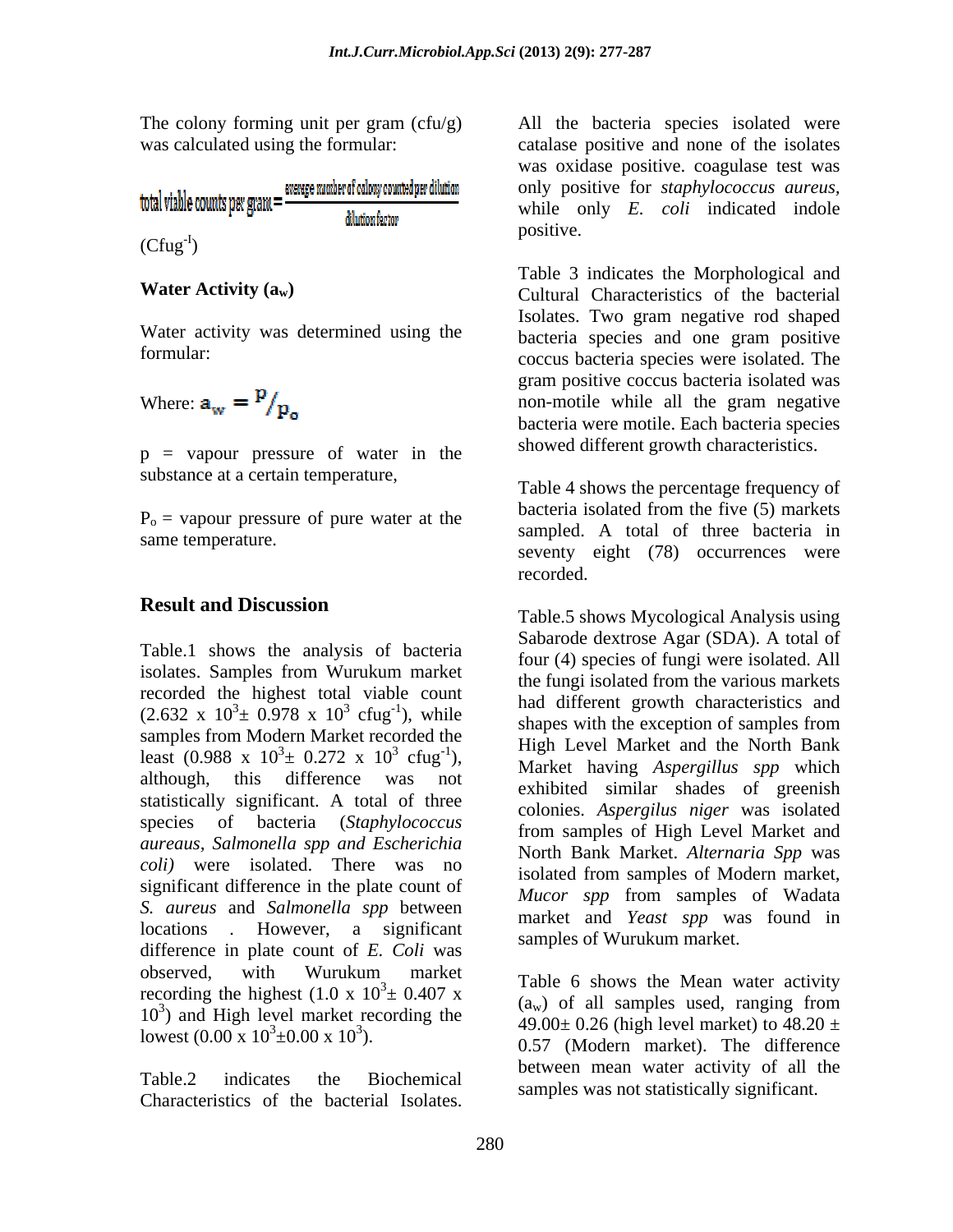The colony forming unit per gram (cfu/g) was calculated using the formular:

$$\text{total viable counts per gram} = \frac{\text{average number of colony counted per dilution}}{\text{dilution factor}}$$

($Cfug^{-1}$)

**Water Activity ($a_w$)**

Water activity was determined using the formular:

Where: $a_w = {}^{P}/_{P_o}$

p = vapour pressure of water in the substance at a certain temperature,

$P_o$ = vapour pressure of pure water at the same temperature.

## Result and Discussion

Table.1 shows the analysis of bacteria isolates. Samples from Wurukum market recorded the highest total viable count ($2.632 \times 10^3 \pm 0.978 \times 10^3$ $cfug^{-1}$), while samples from Modern Market recorded the least ($0.988 \times 10^3 \pm 0.272 \times 10^3$ $cfug^{-1}$), although, this difference was not statistically significant. A total of three species of bacteria (*Staphylococcus aureaus, Salmonella spp and Escherichia coli)* were isolated. There was no significant difference in the plate count of *S. aureus* and *Salmonella spp* between locations . However, a significant difference in plate count of *E. Coli* was observed, with Wurukum market recording the highest ($1.0 \times 10^3 \pm 0.407 \times 10^3$) and High level market recording the lowest ($0.00 \times 10^3 \pm 0.00 \times 10^3$).

Table.2 indicates the Biochemical Characteristics of the bacterial Isolates. All the bacteria species isolated were catalase positive and none of the isolates was oxidase positive. coagulase test was only positive for *staphylococcus aureus*, while only *E. coli* indicated indole positive.

Table 3 indicates the Morphological and Cultural Characteristics of the bacterial Isolates. Two gram negative rod shaped bacteria species and one gram positive coccus bacteria species were isolated. The gram positive coccus bacteria isolated was non-motile while all the gram negative bacteria were motile. Each bacteria species showed different growth characteristics.

Table 4 shows the percentage frequency of bacteria isolated from the five (5) markets sampled. A total of three bacteria in seventy eight (78) occurrences were recorded.

Table.5 shows Mycological Analysis using Sabarode dextrose Agar (SDA). A total of four (4) species of fungi were isolated. All the fungi isolated from the various markets had different growth characteristics and shapes with the exception of samples from High Level Market and the North Bank Market having *Aspergillus spp* which exhibited similar shades of greenish colonies. *Aspergillus niger* was isolated from samples of High Level Market and North Bank Market. *Alternaria Spp* was isolated from samples of Modern market, *Mucor spp* from samples of Wadata market and *Yeast spp* was found in samples of Wurukum market.

Table 6 shows the Mean water activity ($a_w$) of all samples used, ranging from $49.00 \pm 0.26$ (high level market) to $48.20 \pm 0.57$ (Modern market). The difference between mean water activity of all the samples was not statistically significant.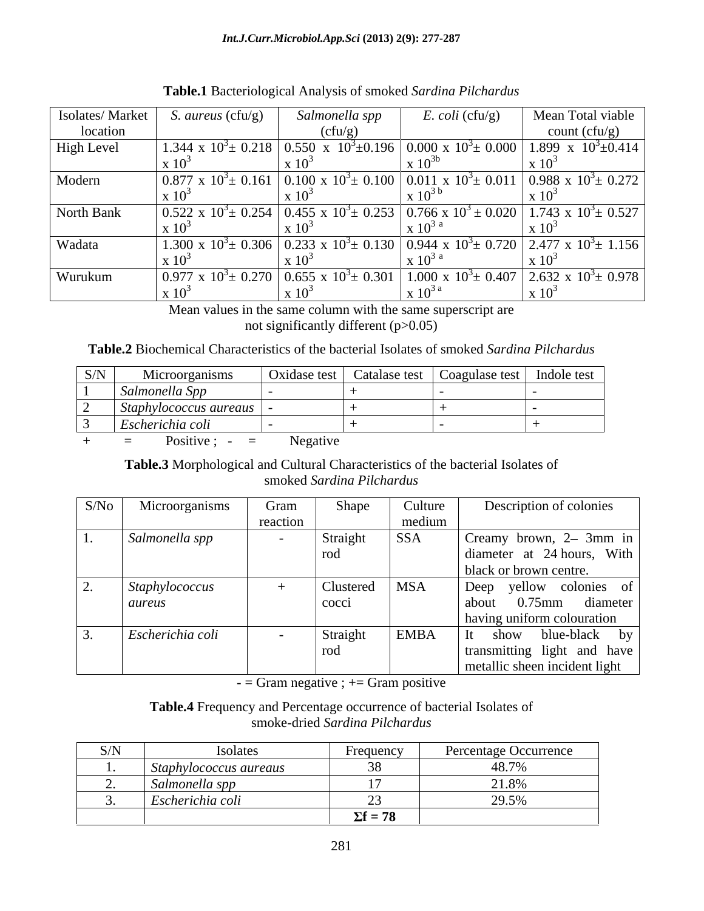**Table.1** Bacteriological Analysis of smoked *Sardina Pilchardus*

| Isolates/ Market location | *S. aureus* (cfu/g) | *Salmonella spp* (cfu/g) | *E. coli* (cfu/g) | Mean Total viable count (cfu/g) |
|---|---|---|---|---|
| High Level | $1.344 \times 10^3 \pm 0.218 \times 10^3$ | $0.550 \times 10^3 \pm 0.196 \times 10^3$ | $0.000 \times 10^3 \pm 0.000 \times 10^{3b}$ | $1.899 \times 10^3 \pm 0.414 \times 10^3$ |
| Modern | $0.877 \times 10^3 \pm 0.161 \times 10^3$ | $0.100 \times 10^3 \pm 0.100 \times 10^3$ | $0.011 \times 10^3 \pm 0.011 \times 10^{3\,b}$ | $0.988 \times 10^3 \pm 0.272 \times 10^3$ |
| North Bank | $0.522 \times 10^3 \pm 0.254 \times 10^3$ | $0.455 \times 10^3 \pm 0.253 \times 10^3$ | $0.766 \times 10^3 \pm 0.020 \times 10^{3\,a}$ | $1.743 \times 10^3 \pm 0.527 \times 10^3$ |
| Wadata | $1.300 \times 10^3 \pm 0.306 \times 10^3$ | $0.233 \times 10^3 \pm 0.130 \times 10^3$ | $0.944 \times 10^3 \pm 0.720 \times 10^{3\,a}$ | $2.477 \times 10^3 \pm 1.156 \times 10^3$ |
| Wurukum | $0.977 \times 10^3 \pm 0.270 \times 10^3$ | $0.655 \times 10^3 \pm 0.301 \times 10^3$ | $1.000 \times 10^3 \pm 0.407 \times 10^{3\,a}$ | $2.632 \times 10^3 \pm 0.978 \times 10^3$ |

Mean values in the same column with the same superscript are not significantly different ($p>0.05$)

**Table.2** Biochemical Characteristics of the bacterial Isolates of smoked *Sardina Pilchardus*

| S/N | Microorganisms | Oxidase test | Catalase test | Coagulase test | Indole test |
|---|---|---|---|---|---|
| 1 | *Salmonella Spp* | - | + | - | - |
| 2 | *Staphylococcus aureaus* | - | + | + | - |
| 3 | *Escherichia coli* | - | + | - | + |

+ = Positive ; - = Negative

**Table.3** Morphological and Cultural Characteristics of the bacterial Isolates of smoked *Sardina Pilchardus*

| S/No | Microorganisms | Gram reaction | Shape | Culture medium | Description of colonies |
|---|---|---|---|---|---|
| 1. | *Salmonella spp* | - | Straight rod | SSA | Creamy brown, 2– 3mm in diameter at 24 hours, With black or brown centre. |
| 2. | *Staphylococcus aureus* | + | Clustered cocci | MSA | Deep yellow colonies of about 0.75mm diameter having uniform colouration |
| 3. | *Escherichia coli* | - | Straight rod | EMBA | It show blue-black by transmitting light and have metallic sheen incident light |

- = Gram negative ; += Gram positive

**Table.4** Frequency and Percentage occurrence of bacterial Isolates of smoke-dried *Sardina Pilchardus*

| S/N | Isolates | Frequency | Percentage Occurrence |
|---|---|---|---|
| 1. | *Staphylococcus aureaus* | 38 | 48.7% |
| 2. | *Salmonella spp* | 17 | 21.8% |
| 3. | *Escherichia coli* | 23 | 29.5% |
| | | **$\Sigma f = 78$** | |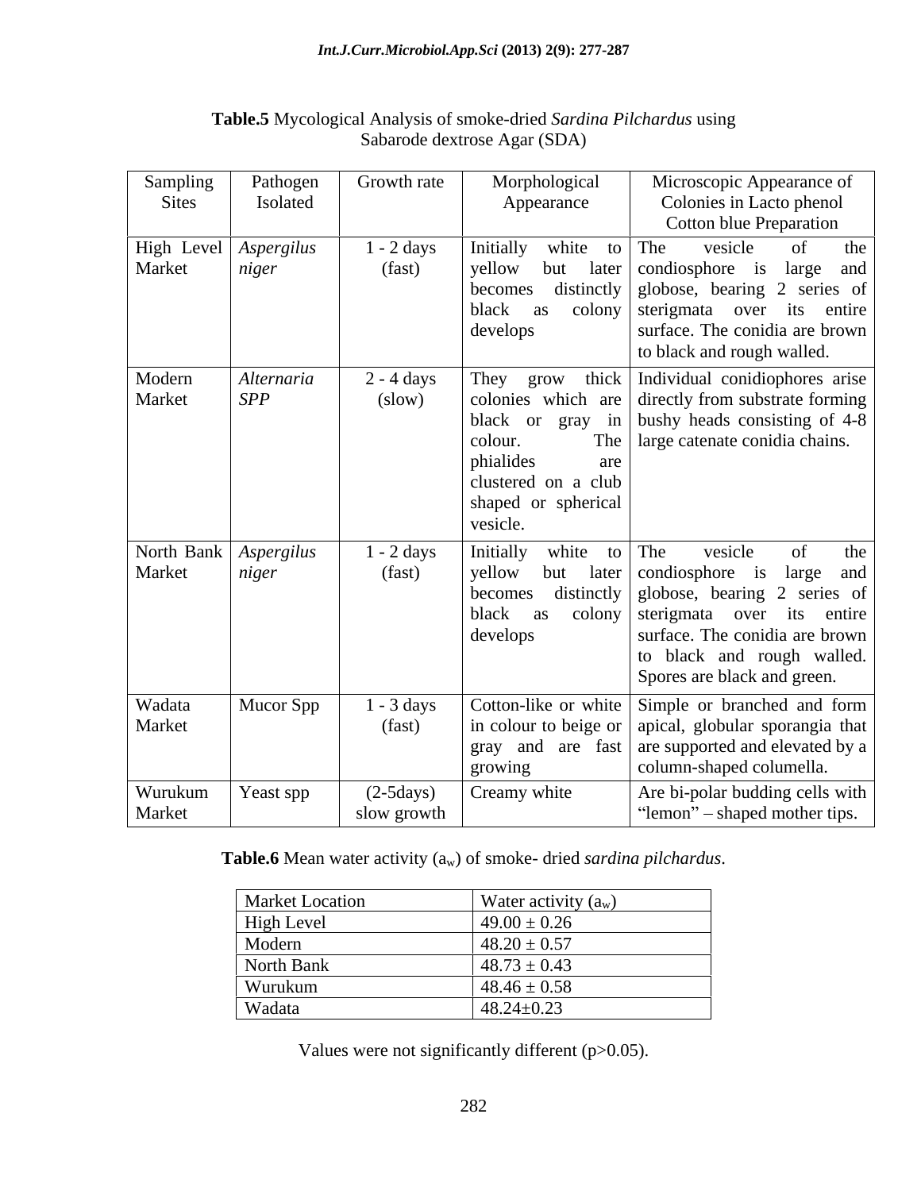**Table.5** Mycological Analysis of smoke-dried *Sardina Pilchardus* using Sabarode dextrose Agar (SDA)

| Sampling Sites | Pathogen Isolated | Growth rate | Morphological Appearance | Microscopic Appearance of Colonies in Lacto phenol Cotton blue Preparation |
|---|---|---|---|---|
| High Level Market | *Aspergilus niger* | 1 - 2 days (fast) | Initially white to yellow but later becomes distinctly black as colony develops | The vesicle of the condiosphore is large and globose, bearing 2 series of sterigmata over its entire surface. The conidia are brown to black and rough walled. |
| Modern Market | *Alternaria SPP* | 2 - 4 days (slow) | They grow thick colonies which are black or gray in colour. The phialides are clustered on a club shaped or spherical vesicle. | Individual conidiophores arise directly from substrate forming bushy heads consisting of 4-8 large catenate conidia chains. |
| North Bank Market | *Aspergilus niger* | 1 - 2 days (fast) | Initially white to yellow but later becomes distinctly black as colony develops | The vesicle of the condiosphore is large and globose, bearing 2 series of sterigmata over its entire surface. The conidia are brown to black and rough walled. Spores are black and green. |
| Wadata Market | Mucor Spp | 1 - 3 days (fast) | Cotton-like or white in colour to beige or gray and are fast growing | Simple or branched and form apical, globular sporangia that are supported and elevated by a column-shaped columella. |
| Wurukum Market | Yeast spp | (2-5days) slow growth | Creamy white | Are bi-polar budding cells with "lemon" – shaped mother tips. |

**Table.6** Mean water activity ($a_w$) of smoke- dried *sardina pilchardus*.

| Market Location | Water activity ($a_w$) |
|---|---|
| High Level | 49.00 ± 0.26 |
| Modern | 48.20 ± 0.57 |
| North Bank | 48.73 ± 0.43 |
| Wurukum | 48.46 ± 0.58 |
| Wadata | 48.24±0.23 |

Values were not significantly different ($p>0.05$).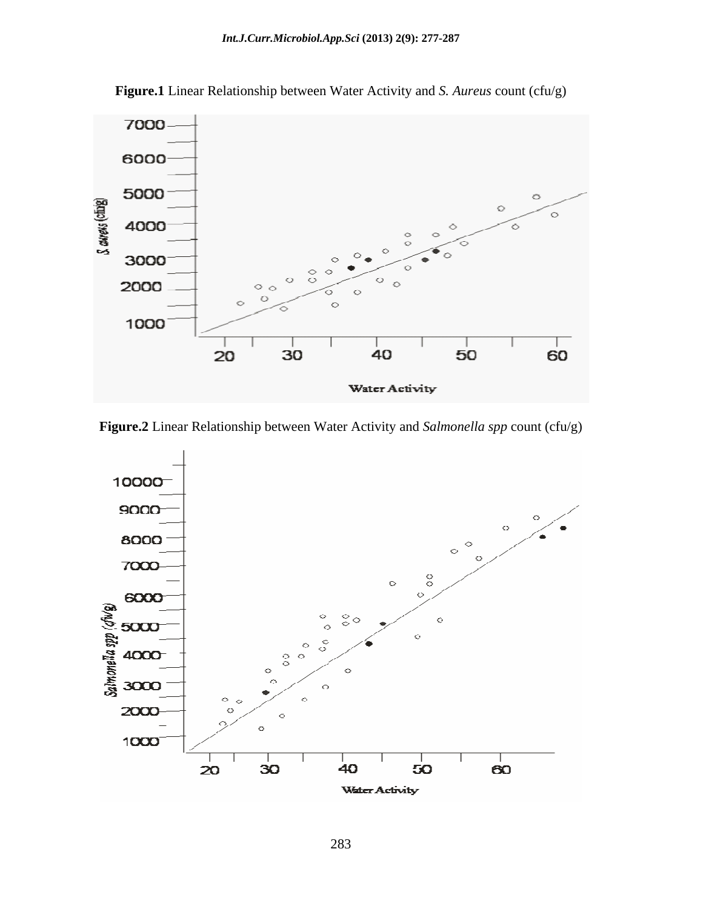**Figure.1** Linear Relationship between Water Activity and *S. Aureus* count (cfu/g)

**Figure.2** Linear Relationship between Water Activity and *Salmonella spp* count (cfu/g)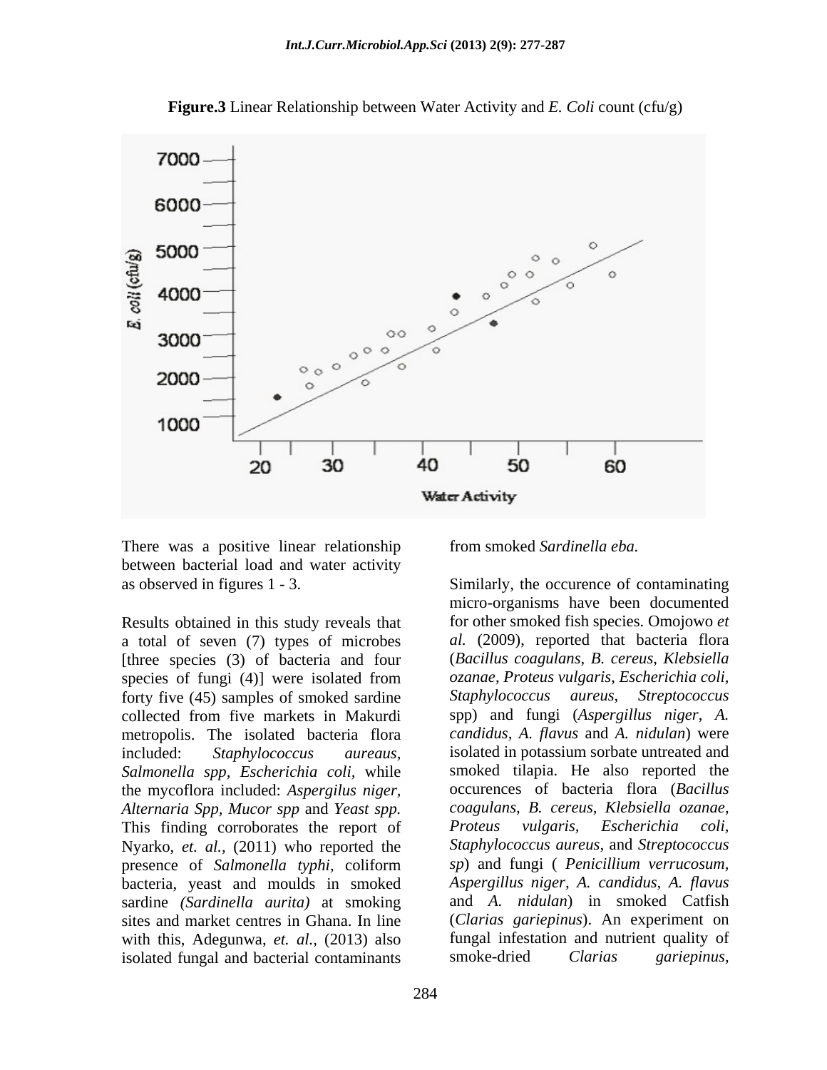**Figure.3** Linear Relationship between Water Activity and *E. Coli* count (cfu/g)

There was a positive linear relationship between bacterial load and water activity as observed in figures 1 - 3.

Results obtained in this study reveals that a total of seven (7) types of microbes [three species (3) of bacteria and four species of fungi (4)] were isolated from forty five (45) samples of smoked sardine collected from five markets in Makurdi metropolis. The isolated bacteria flora included: *Staphylococcus aureaus*, *Salmonella spp*, *Escherichia coli*, while the mycoflora included: *Aspergilus niger*, *Alternaria Spp*, *Mucor spp* and *Yeast spp.* This finding corroborates the report of Nyarko, *et. al.*, (2011) who reported the presence of *Salmonella typhi*, coliform bacteria, yeast and moulds in smoked sardine *(Sardinella aurita)* at smoking sites and market centres in Ghana. In line with this, Adegunwa, *et. al.*, (2013) also isolated fungal and bacterial contaminants from smoked *Sardinella eba.*

Similarly, the occurence of contaminating micro-organisms have been documented for other smoked fish species. Omojowo *et al.* (2009), reported that bacteria flora (*Bacillus coagulans*, *B. cereus*, *Klebsiella ozanae*, *Proteus vulgaris*, *Escherichia coli*, *Staphylococcus aureus*, *Streptococcus* spp) and fungi (*Aspergillus niger*, *A. candidus*, *A. flavus* and *A. nidulan*) were isolated in potassium sorbate untreated and smoked tilapia. He also reported the occurences of bacteria flora (*Bacillus coagulans, B. cereus, Klebsiella ozanae, Proteus vulgaris, Escherichia coli, Staphylococcus aureus*, and *Streptococcus sp*) and fungi ( *Penicillium verrucosum, Aspergillus niger, A. candidus, A. flavus* and *A. nidulan*) in smoked Catfish (*Clarias gariepinus*). An experiment on fungal infestation and nutrient quality of smoke-dried *Clarias gariepinus*,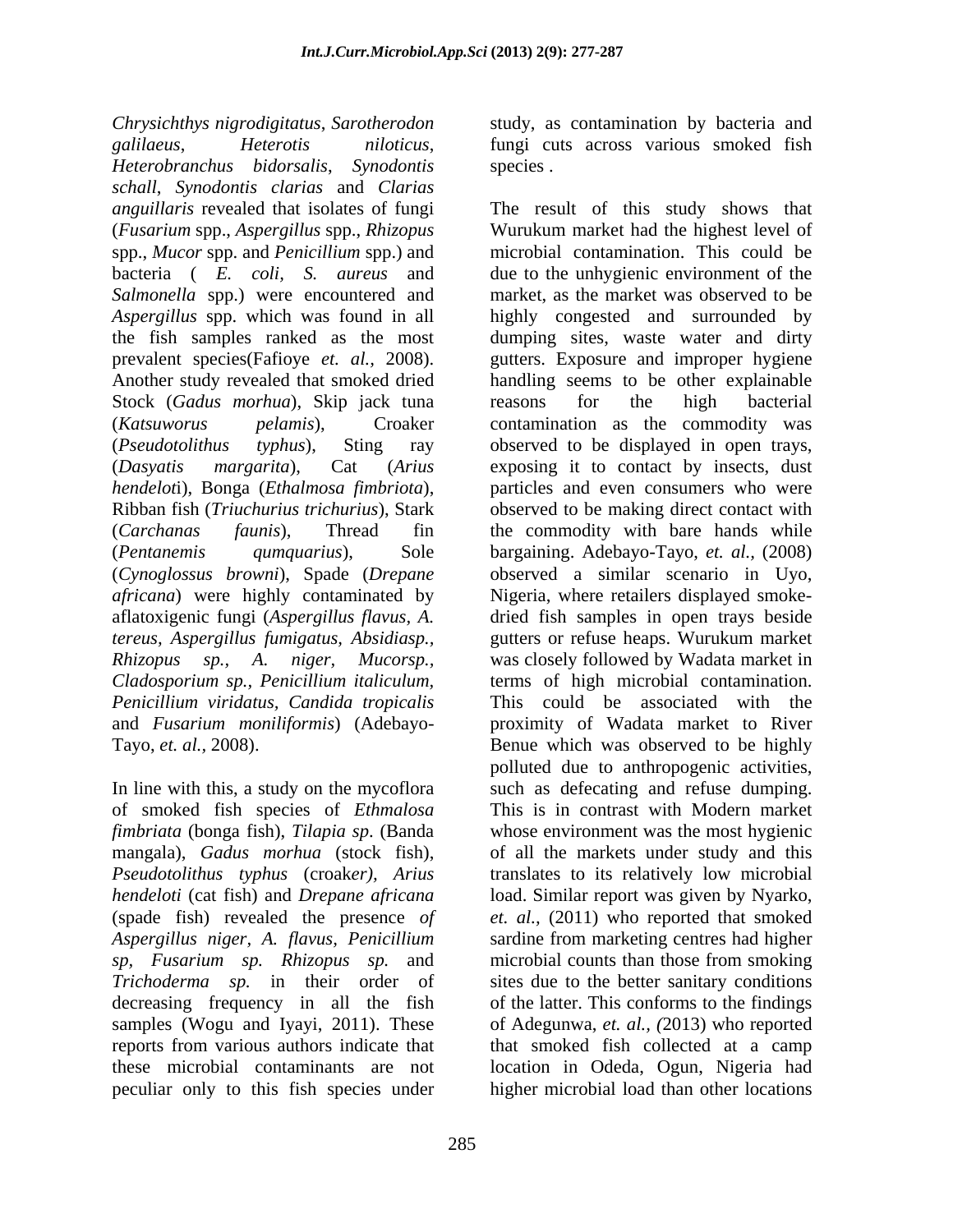*Chrysichthys nigrodigitatus*, *Sarotherodon galilaeus*, *Heterotis niloticus*, *Heterobranchus bidorsalis*, *Synodontis schall*, *Synodontis clarias* and *Clarias anguillaris* revealed that isolates of fungi (*Fusarium* spp., *Aspergillus* spp., *Rhizopus* spp., *Mucor* spp. and *Penicillium* spp.) and bacteria ( *E. coli*, *S. aureus* and *Salmonella* spp.) were encountered and *Aspergillus* spp. which was found in all the fish samples ranked as the most prevalent species(Fafioye *et. al.,* 2008). Another study revealed that smoked dried Stock (*Gadus morhua*), Skip jack tuna (*Katsuworus pelamis*), Croaker (*Pseudotolithus typhus*), Sting ray (*Dasyatis margarita*), Cat (*Arius hendeloti*), Bonga (*Ethalmosa fimbriota*), Ribban fish (*Triuchurius trichurius*), Stark (*Carchanas faunis*), Thread fin (*Pentanemis qumquarius*), Sole (*Cynoglossus browni*), Spade (*Drepane africana*) were highly contaminated by aflatoxigenic fungi (*Aspergillus flavus, A. tereus, Aspergillus fumigatus, Absidiasp., Rhizopus sp., A. niger, Mucorsp., Cladosporium sp., Penicillium italiculum, Penicillium viridatus*, *Candida tropicalis* and *Fusarium moniliformis*) (Adebayo-Tayo, *et. al.,* 2008).

In line with this, a study on the mycoflora of smoked fish species of *Ethmalosa fimbriata* (bonga fish), *Tilapia sp*. (Banda mangala), *Gadus morhua* (stock fish), *Pseudotolithus typhus* (croaker*), Arius hendeloti* (cat fish) and *Drepane africana* (spade fish) revealed the presence *of Aspergillus niger, A. flavus, Penicillium sp, Fusarium sp. Rhizopus sp.* and *Trichoderma sp.* in their order of decreasing frequency in all the fish samples (Wogu and Iyayi, 2011). These reports from various authors indicate that these microbial contaminants are not peculiar only to this fish species under study, as contamination by bacteria and fungi cuts across various smoked fish species .

The result of this study shows that Wurukum market had the highest level of microbial contamination. This could be due to the unhygienic environment of the market, as the market was observed to be highly congested and surrounded by dumping sites, waste water and dirty gutters. Exposure and improper hygiene handling seems to be other explainable reasons for the high bacterial contamination as the commodity was observed to be displayed in open trays, exposing it to contact by insects, dust particles and even consumers who were observed to be making direct contact with the commodity with bare hands while bargaining. Adebayo-Tayo, *et. al.,* (2008) observed a similar scenario in Uyo, Nigeria, where retailers displayed smoke-dried fish samples in open trays beside gutters or refuse heaps. Wurukum market was closely followed by Wadata market in terms of high microbial contamination. This could be associated with the proximity of Wadata market to River Benue which was observed to be highly polluted due to anthropogenic activities, such as defecating and refuse dumping. This is in contrast with Modern market whose environment was the most hygienic of all the markets under study and this translates to its relatively low microbial load. Similar report was given by Nyarko, *et. al.,* (2011) who reported that smoked sardine from marketing centres had higher microbial counts than those from smoking sites due to the better sanitary conditions of the latter. This conforms to the findings of Adegunwa, *et. al., (*2013) who reported that smoked fish collected at a camp location in Odeda, Ogun, Nigeria had higher microbial load than other locations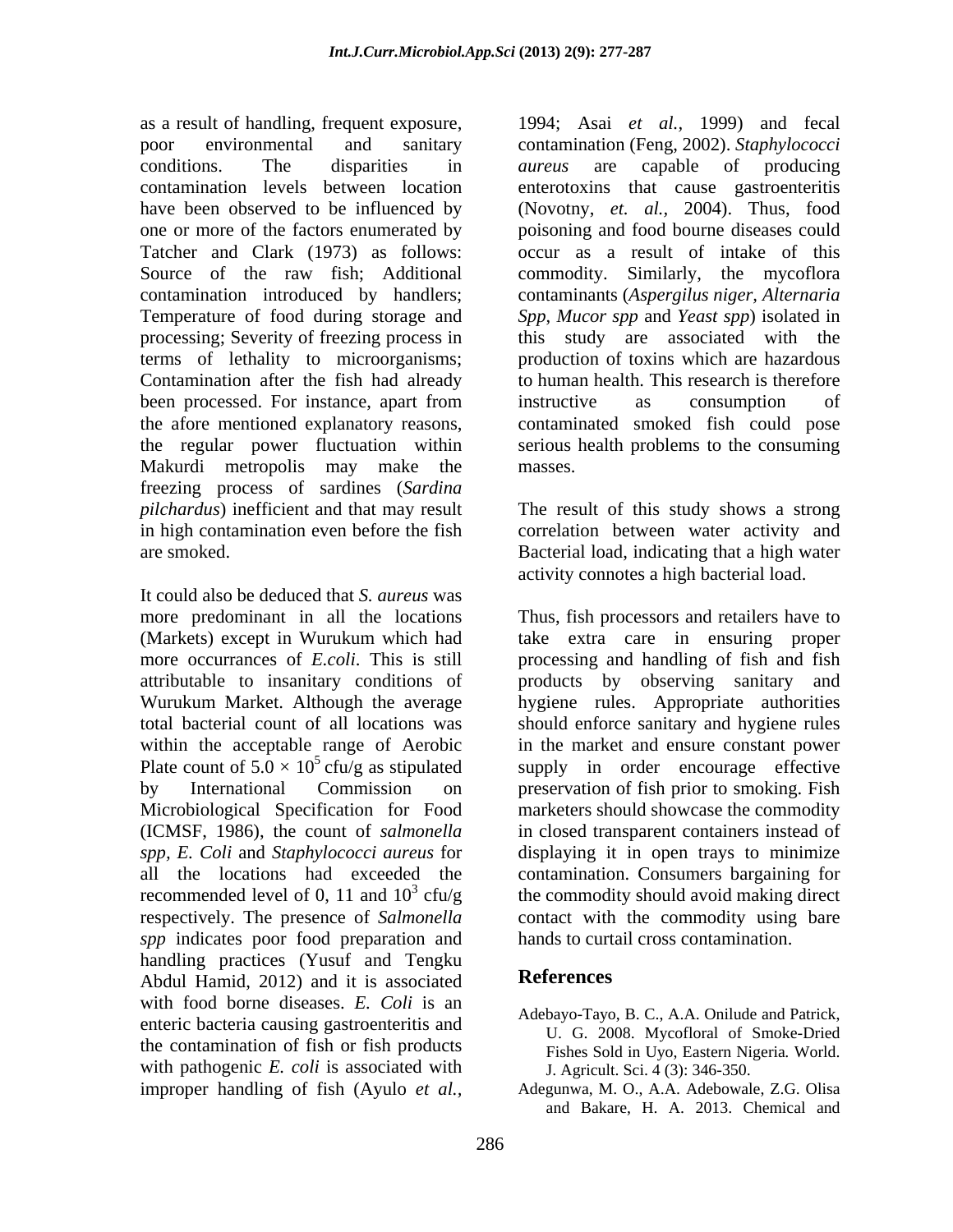as a result of handling, frequent exposure, poor environmental and sanitary conditions. The disparities in contamination levels between location have been observed to be influenced by one or more of the factors enumerated by Tatcher and Clark (1973) as follows: Source of the raw fish; Additional contamination introduced by handlers; Temperature of food during storage and processing; Severity of freezing process in terms of lethality to microorganisms; Contamination after the fish had already been processed. For instance, apart from the afore mentioned explanatory reasons, the regular power fluctuation within Makurdi metropolis may make the freezing process of sardines (*Sardina pilchardus*) inefficient and that may result in high contamination even before the fish are smoked.

It could also be deduced that *S. aureus* was more predominant in all the locations (Markets) except in Wurukum which had more occurrances of *E.coli*. This is still attributable to insanitary conditions of Wurukum Market. Although the average total bacterial count of all locations was within the acceptable range of Aerobic Plate count of $5.0 \times 10^5$ cfu/g as stipulated by International Commission on Microbiological Specification for Food (ICMSF, 1986), the count of *salmonella spp*, *E. Coli* and *Staphylococci aureus* for all the locations had exceeded the recommended level of 0, 11 and $10^3$ cfu/g respectively. The presence of *Salmonella spp* indicates poor food preparation and handling practices (Yusuf and Tengku Abdul Hamid, 2012) and it is associated with food borne diseases. *E. Coli* is an enteric bacteria causing gastroenteritis and the contamination of fish or fish products with pathogenic *E. coli* is associated with improper handling of fish (Ayulo *et al.,* 1994; Asai *et al.,* 1999) and fecal contamination (Feng, 2002). *Staphylococci aureus* are capable of producing enterotoxins that cause gastroenteritis (Novotny, *et. al.,* 2004). Thus, food poisoning and food bourne diseases could occur as a result of intake of this commodity. Similarly, the mycoflora contaminants (*Aspergilus niger, Alternaria Spp, Mucor spp* and *Yeast spp*) isolated in this study are associated with the production of toxins which are hazardous to human health. This research is therefore instructive as consumption of contaminated smoked fish could pose serious health problems to the consuming masses.

The result of this study shows a strong correlation between water activity and Bacterial load, indicating that a high water activity connotes a high bacterial load.

Thus, fish processors and retailers have to take extra care in ensuring proper processing and handling of fish and fish products by observing sanitary and hygiene rules. Appropriate authorities should enforce sanitary and hygiene rules in the market and ensure constant power supply in order encourage effective preservation of fish prior to smoking. Fish marketers should showcase the commodity in closed transparent containers instead of displaying it in open trays to minimize contamination. Consumers bargaining for the commodity should avoid making direct contact with the commodity using bare hands to curtail cross contamination.

## References

Adebayo-Tayo, B. C., A.A. Onilude and Patrick, U. G. 2008. Mycofloral of Smoke-Dried Fishes Sold in Uyo, Eastern Nigeria*.* World. J. Agricult. Sci. 4 (3): 346-350.

Adegunwa, M. O., A.A. Adebowale, Z.G. Olisa and Bakare, H. A. 2013. Chemical and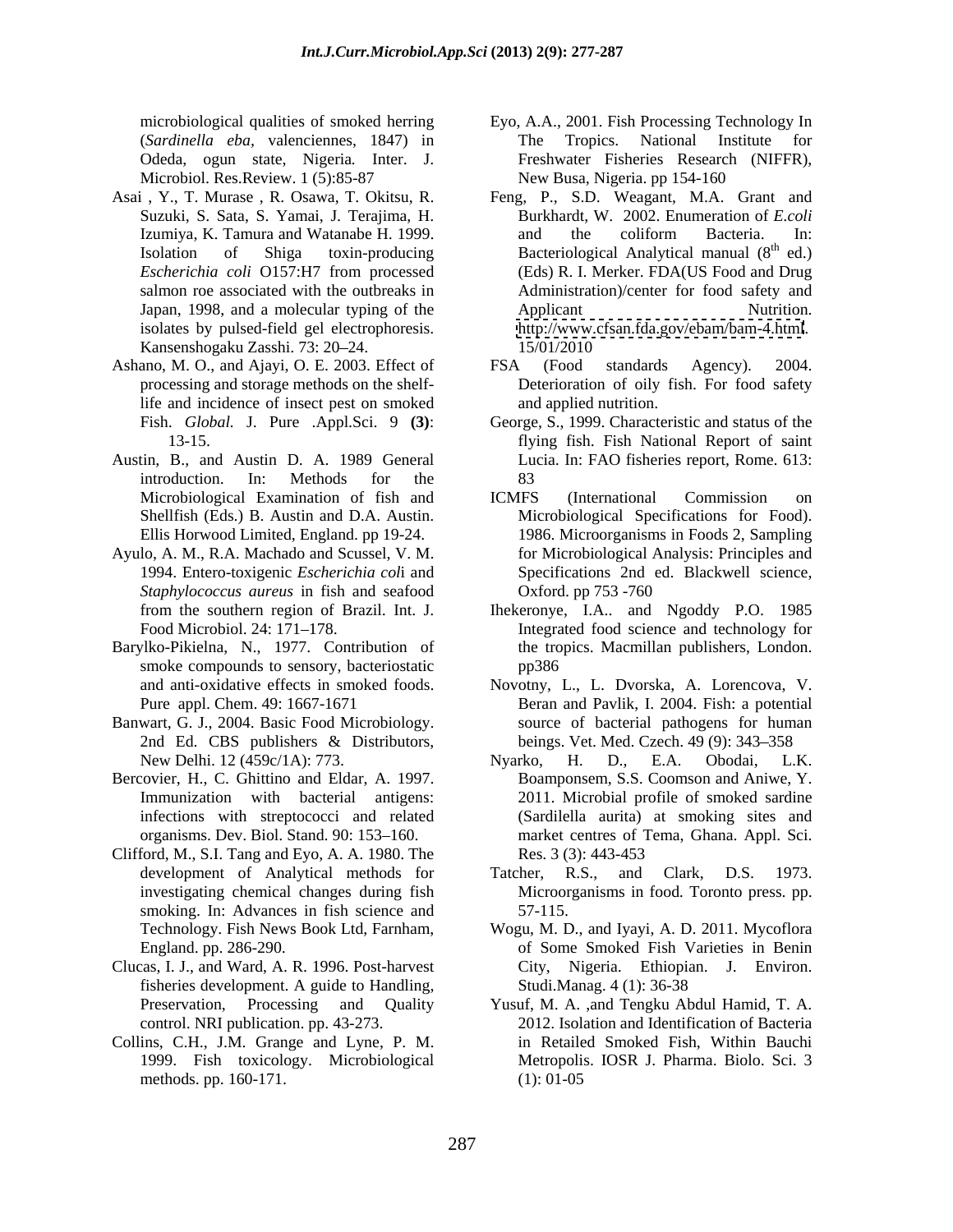microbiological qualities of smoked herring (*Sardinella eba*, valenciennes, 1847) in Odeda, ogun state, Nigeria*.* Inter. J. Microbiol. Res.Review. 1 (5):85-87

Asai , Y., T. Murase , R. Osawa, T. Okitsu, R. Suzuki, S. Sata, S. Yamai, J. Terajima, H. Izumiya, K. Tamura and Watanabe H. 1999. Isolation of Shiga toxin-producing *Escherichia coli* O157:H7 from processed salmon roe associated with the outbreaks in Japan, 1998, and a molecular typing of the isolates by pulsed-field gel electrophoresis. Kansenshogaku Zasshi. 73: 20–24.

Ashano, M. O., and Ajayi, O. E. 2003. Effect of processing and storage methods on the shelf-life and incidence of insect pest on smoked Fish. *Global.* J. Pure .Appl.Sci. 9 **(3)**: 13-15.

Austin, B., and Austin D. A. 1989 General introduction. In: Methods for the Microbiological Examination of fish and Shellfish (Eds.) B. Austin and D.A. Austin. Ellis Horwood Limited, England. pp 19-24.

Ayulo, A. M., R.A. Machado and Scussel, V. M. 1994. Entero-toxigenic *Escherichia col*i and *Staphylococcus aureus* in fish and seafood from the southern region of Brazil. Int. J. Food Microbiol. 24: 171–178.

Barylko-Pikielna, N., 1977. Contribution of smoke compounds to sensory, bacteriostatic and anti-oxidative effects in smoked foods. Pure appl. Chem. 49: 1667-1671

Banwart, G. J., 2004. Basic Food Microbiology. 2nd Ed. CBS publishers & Distributors, New Delhi. 12 (459c/1A): 773.

Bercovier, H., C. Ghittino and Eldar, A. 1997. Immunization with bacterial antigens: infections with streptococci and related organisms. Dev. Biol. Stand. 90: 153–160.

Clifford, M., S.I. Tang and Eyo, A. A. 1980. The development of Analytical methods for investigating chemical changes during fish smoking. In: Advances in fish science and Technology. Fish News Book Ltd, Farnham, England. pp. 286-290.

Clucas, I. J., and Ward, A. R. 1996. Post-harvest fisheries development. A guide to Handling, Preservation, Processing and Quality control. NRI publication. pp. 43-273.

Collins, C.H., J.M. Grange and Lyne, P. M. 1999. Fish toxicology. Microbiological methods. pp. 160-171.

Eyo, A.A., 2001. Fish Processing Technology In The Tropics. National Institute for Freshwater Fisheries Research (NIFFR), New Busa, Nigeria. pp 154-160

Feng, P., S.D. Weagant, M.A. Grant and Burkhardt, W. 2002. Enumeration of *E.coli* and the coliform Bacteria. In: Bacteriological Analytical manual (8th ed.) (Eds) R. I. Merker. FDA(US Food and Drug Administration)/center for food safety and Applicant Nutrition. http://www.cfsan.fda.gov/ebam/bam-4.html. 15/01/2010

FSA (Food standards Agency). 2004. Deterioration of oily fish. For food safety and applied nutrition.

George, S., 1999. Characteristic and status of the flying fish. Fish National Report of saint Lucia. In: FAO fisheries report, Rome. 613: 83

ICMFS (International Commission on Microbiological Specifications for Food). 1986. Microorganisms in Foods 2, Sampling for Microbiological Analysis: Principles and Specifications 2nd ed. Blackwell science, Oxford. pp 753 -760

Ihekeronye, I.A.. and Ngoddy P.O. 1985 Integrated food science and technology for the tropics. Macmillan publishers, London. pp386

Novotny, L., L. Dvorska, A. Lorencova, V. Beran and Pavlik, I. 2004. Fish: a potential source of bacterial pathogens for human beings. Vet. Med. Czech. 49 (9): 343–358

Nyarko, H. D., E.A. Obodai, L.K. Boamponsem, S.S. Coomson and Aniwe, Y. 2011. Microbial profile of smoked sardine (Sardilella aurita) at smoking sites and market centres of Tema, Ghana. Appl. Sci. Res. 3 (3): 443-453

Tatcher, R.S., and Clark, D.S. 1973. Microorganisms in food*.* Toronto press. pp. 57-115.

Wogu, M. D., and Iyayi, A. D. 2011. Mycoflora of Some Smoked Fish Varieties in Benin City, Nigeria. Ethiopian. J. Environ. Studi.Manag. 4 (1): 36-38

Yusuf, M. A. ,and Tengku Abdul Hamid, T. A. 2012. Isolation and Identification of Bacteria in Retailed Smoked Fish, Within Bauchi Metropolis. IOSR J. Pharma. Biolo. Sci. 3 (1): 01-05